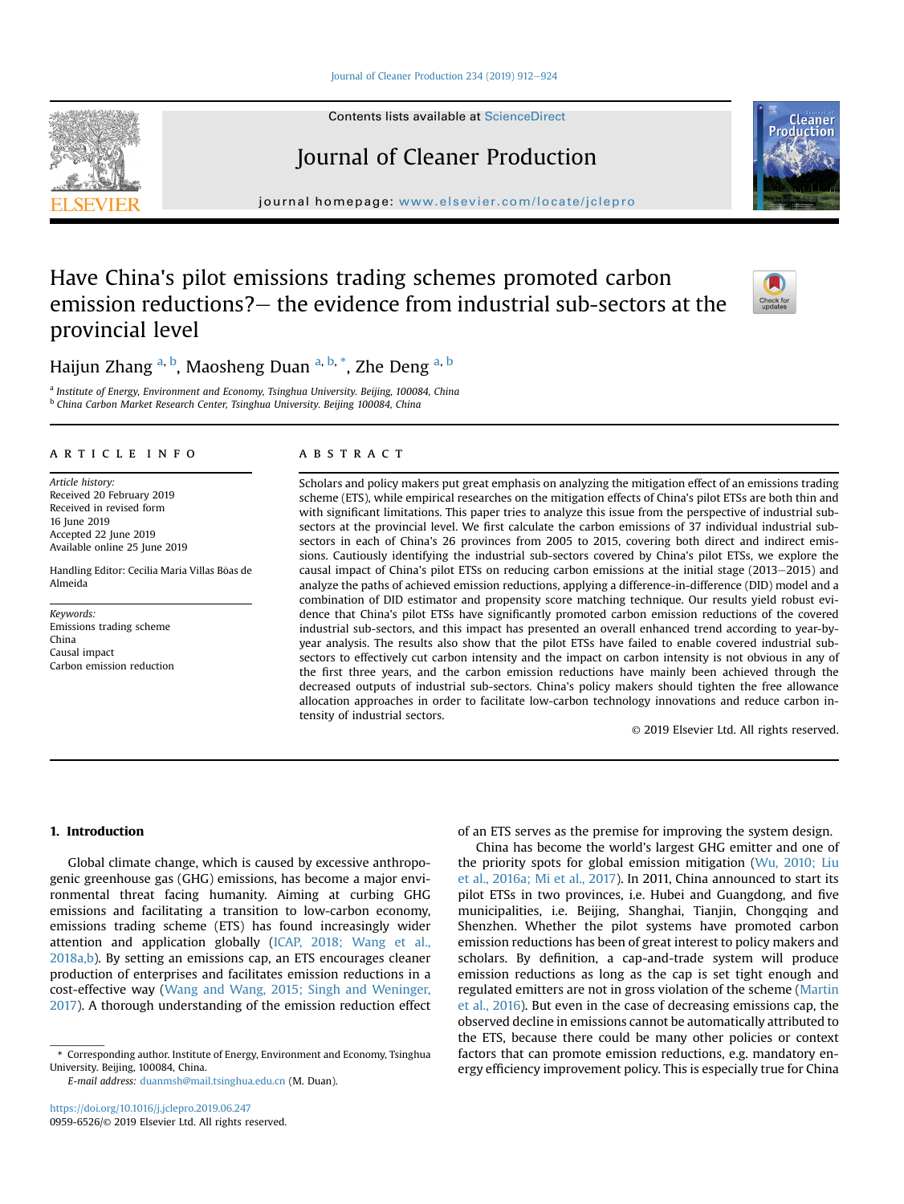# Have China's pilot emissions trading schemes promoted carbon emission reductions?– the evidence from industrial sub-sectors at the provincial level

Haijun Zhang [a, b], Maosheng Duan [a, b, *], Zhe Deng [a, b]

[a] Institute of Energy, Environment and Economy, Tsinghua University. Beijing, 100084, China
[b] China Carbon Market Research Center, Tsinghua University. Beijing 100084, China

## ARTICLE INFO

*Article history:*
Received 20 February 2019
Received in revised form
16 June 2019
Accepted 22 June 2019
Available online 25 June 2019

Handling Editor: Cecilia Maria Villas Bôas de Almeida

*Keywords:*
Emissions trading scheme
China
Causal impact
Carbon emission reduction

## ABSTRACT

Scholars and policy makers put great emphasis on analyzing the mitigation effect of an emissions trading scheme (ETS), while empirical researches on the mitigation effects of China's pilot ETSs are both thin and with significant limitations. This paper tries to analyze this issue from the perspective of industrial sub-sectors at the provincial level. We first calculate the carbon emissions of 37 individual industrial sub-sectors in each of China's 26 provinces from 2005 to 2015, covering both direct and indirect emissions. Cautiously identifying the industrial sub-sectors covered by China's pilot ETSs, we explore the causal impact of China's pilot ETSs on reducing carbon emissions at the initial stage (2013–2015) and analyze the paths of achieved emission reductions, applying a difference-in-difference (DID) model and a combination of DID estimator and propensity score matching technique. Our results yield robust evidence that China's pilot ETSs have significantly promoted carbon emission reductions of the covered industrial sub-sectors, and this impact has presented an overall enhanced trend according to year-by-year analysis. The results also show that the pilot ETSs have failed to enable covered industrial sub-sectors to effectively cut carbon intensity and the impact on carbon intensity is not obvious in any of the first three years, and the carbon emission reductions have mainly been achieved through the decreased outputs of industrial sub-sectors. China's policy makers should tighten the free allowance allocation approaches in order to facilitate low-carbon technology innovations and reduce carbon intensity of industrial sectors.

© 2019 Elsevier Ltd. All rights reserved.

## 1. Introduction

Global climate change, which is caused by excessive anthropogenic greenhouse gas (GHG) emissions, has become a major environmental threat facing humanity. Aiming at curbing GHG emissions and facilitating a transition to low-carbon economy, emissions trading scheme (ETS) has found increasingly wider attention and application globally (ICAP, 2018; Wang et al., 2018a,b). By setting an emissions cap, an ETS encourages cleaner production of enterprises and facilitates emission reductions in a cost-effective way (Wang and Wang, 2015; Singh and Weninger, 2017). A thorough understanding of the emission reduction effect of an ETS serves as the premise for improving the system design.

China has become the world's largest GHG emitter and one of the priority spots for global emission mitigation (Wu, 2010; Liu et al., 2016a; Mi et al., 2017). In 2011, China announced to start its pilot ETSs in two provinces, i.e. Hubei and Guangdong, and five municipalities, i.e. Beijing, Shanghai, Tianjin, Chongqing and Shenzhen. Whether the pilot systems have promoted carbon emission reductions has been of great interest to policy makers and scholars. By definition, a cap-and-trade system will produce emission reductions as long as the cap is set tight enough and regulated emitters are not in gross violation of the scheme (Martin et al., 2016). But even in the case of decreasing emissions cap, the observed decline in emissions cannot be automatically attributed to the ETS, because there could be many other policies or context factors that can promote emission reductions, e.g. mandatory energy efficiency improvement policy. This is especially true for China

\* Corresponding author. Institute of Energy, Environment and Economy, Tsinghua University. Beijing, 100084, China.
*E-mail address:* duanmsh@mail.tsinghua.edu.cn (M. Duan).

https://doi.org/10.1016/j.jclepro.2019.06.247
0959-6526/© 2019 Elsevier Ltd. All rights reserved.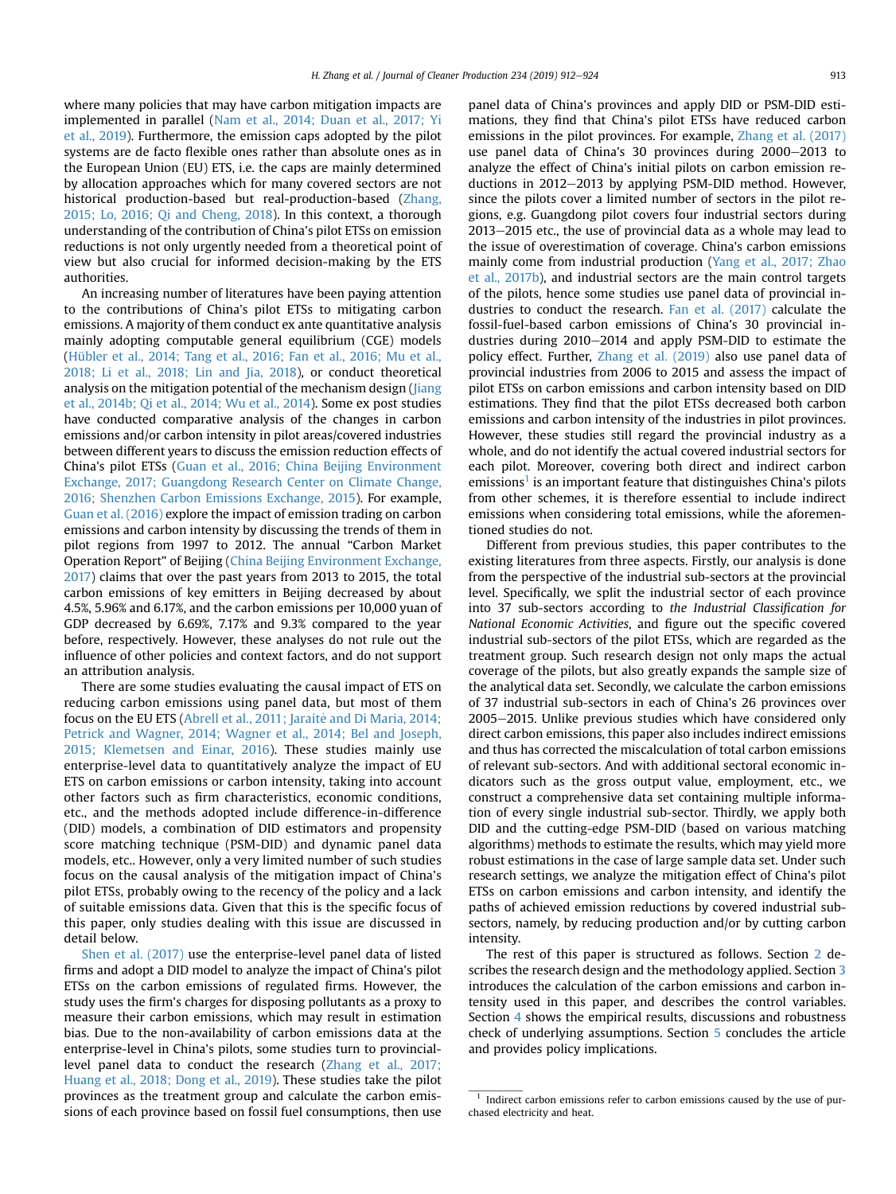where many policies that may have carbon mitigation impacts are implemented in parallel (Nam et al., 2014; Duan et al., 2017; Yi et al., 2019). Furthermore, the emission caps adopted by the pilot systems are de facto flexible ones rather than absolute ones as in the European Union (EU) ETS, i.e. the caps are mainly determined by allocation approaches which for many covered sectors are not historical production-based but real-production-based (Zhang, 2015; Lo, 2016; Qi and Cheng, 2018). In this context, a thorough understanding of the contribution of China's pilot ETSs on emission reductions is not only urgently needed from a theoretical point of view but also crucial for informed decision-making by the ETS authorities.

An increasing number of literatures have been paying attention to the contributions of China's pilot ETSs to mitigating carbon emissions. A majority of them conduct ex ante quantitative analysis mainly adopting computable general equilibrium (CGE) models (Hübler et al., 2014; Tang et al., 2016; Fan et al., 2016; Mu et al., 2018; Li et al., 2018; Lin and Jia, 2018), or conduct theoretical analysis on the mitigation potential of the mechanism design (Jiang et al., 2014b; Qi et al., 2014; Wu et al., 2014). Some ex post studies have conducted comparative analysis of the changes in carbon emissions and/or carbon intensity in pilot areas/covered industries between different years to discuss the emission reduction effects of China's pilot ETSs (Guan et al., 2016; China Beijing Environment Exchange, 2017; Guangdong Research Center on Climate Change, 2016; Shenzhen Carbon Emissions Exchange, 2015). For example, Guan et al. (2016) explore the impact of emission trading on carbon emissions and carbon intensity by discussing the trends of them in pilot regions from 1997 to 2012. The annual "Carbon Market Operation Report" of Beijing (China Beijing Environment Exchange, 2017) claims that over the past years from 2013 to 2015, the total carbon emissions of key emitters in Beijing decreased by about 4.5%, 5.96% and 6.17%, and the carbon emissions per 10,000 yuan of GDP decreased by 6.69%, 7.17% and 9.3% compared to the year before, respectively. However, these analyses do not rule out the influence of other policies and context factors, and do not support an attribution analysis.

There are some studies evaluating the causal impact of ETS on reducing carbon emissions using panel data, but most of them focus on the EU ETS (Abrell et al., 2011; Jaraitė and Di Maria, 2014; Petrick and Wagner, 2014; Wagner et al., 2014; Bel and Joseph, 2015; Klemetsen and Einar, 2016). These studies mainly use enterprise-level data to quantitatively analyze the impact of EU ETS on carbon emissions or carbon intensity, taking into account other factors such as firm characteristics, economic conditions, etc., and the methods adopted include difference-in-difference (DID) models, a combination of DID estimators and propensity score matching technique (PSM-DID) and dynamic panel data models, etc.. However, only a very limited number of such studies focus on the causal analysis of the mitigation impact of China's pilot ETSs, probably owing to the recency of the policy and a lack of suitable emissions data. Given that this is the specific focus of this paper, only studies dealing with this issue are discussed in detail below.

Shen et al. (2017) use the enterprise-level panel data of listed firms and adopt a DID model to analyze the impact of China's pilot ETSs on the carbon emissions of regulated firms. However, the study uses the firm's charges for disposing pollutants as a proxy to measure their carbon emissions, which may result in estimation bias. Due to the non-availability of carbon emissions data at the enterprise-level in China's pilots, some studies turn to provincial-level panel data to conduct the research (Zhang et al., 2017; Huang et al., 2018; Dong et al., 2019). These studies take the pilot provinces as the treatment group and calculate the carbon emissions of each province based on fossil fuel consumptions, then use panel data of China's provinces and apply DID or PSM-DID estimations, they find that China's pilot ETSs have reduced carbon emissions in the pilot provinces. For example, Zhang et al. (2017) use panel data of China's 30 provinces during 2000–2013 to analyze the effect of China's initial pilots on carbon emission reductions in 2012–2013 by applying PSM-DID method. However, since the pilots cover a limited number of sectors in the pilot regions, e.g. Guangdong pilot covers four industrial sectors during 2013–2015 etc., the use of provincial data as a whole may lead to the issue of overestimation of coverage. China's carbon emissions mainly come from industrial production (Yang et al., 2017; Zhao et al., 2017b), and industrial sectors are the main control targets of the pilots, hence some studies use panel data of provincial industries to conduct the research. Fan et al. (2017) calculate the fossil-fuel-based carbon emissions of China's 30 provincial industries during 2010–2014 and apply PSM-DID to estimate the policy effect. Further, Zhang et al. (2019) also use panel data of provincial industries from 2006 to 2015 and assess the impact of pilot ETSs on carbon emissions and carbon intensity based on DID estimations. They find that the pilot ETSs decreased both carbon emissions and carbon intensity of the industries in pilot provinces. However, these studies still regard the provincial industry as a whole, and do not identify the actual covered industrial sectors for each pilot. Moreover, covering both direct and indirect carbon emissions[1] is an important feature that distinguishes China's pilots from other schemes, it is therefore essential to include indirect emissions when considering total emissions, while the aforementioned studies do not.

Different from previous studies, this paper contributes to the existing literatures from three aspects. Firstly, our analysis is done from the perspective of the industrial sub-sectors at the provincial level. Specifically, we split the industrial sector of each province into 37 sub-sectors according to *the Industrial Classification for National Economic Activities*, and figure out the specific covered industrial sub-sectors of the pilot ETSs, which are regarded as the treatment group. Such research design not only maps the actual coverage of the pilots, but also greatly expands the sample size of the analytical data set. Secondly, we calculate the carbon emissions of 37 industrial sub-sectors in each of China's 26 provinces over 2005–2015. Unlike previous studies which have considered only direct carbon emissions, this paper also includes indirect emissions and thus has corrected the miscalculation of total carbon emissions of relevant sub-sectors. And with additional sectoral economic indicators such as the gross output value, employment, etc., we construct a comprehensive data set containing multiple information of every single industrial sub-sector. Thirdly, we apply both DID and the cutting-edge PSM-DID (based on various matching algorithms) methods to estimate the results, which may yield more robust estimations in the case of large sample data set. Under such research settings, we analyze the mitigation effect of China's pilot ETSs on carbon emissions and carbon intensity, and identify the paths of achieved emission reductions by covered industrial sub-sectors, namely, by reducing production and/or by cutting carbon intensity.

The rest of this paper is structured as follows. Section 2 describes the research design and the methodology applied. Section 3 introduces the calculation of the carbon emissions and carbon intensity used in this paper, and describes the control variables. Section 4 shows the empirical results, discussions and robustness check of underlying assumptions. Section 5 concludes the article and provides policy implications.

[1] Indirect carbon emissions refer to carbon emissions caused by the use of purchased electricity and heat.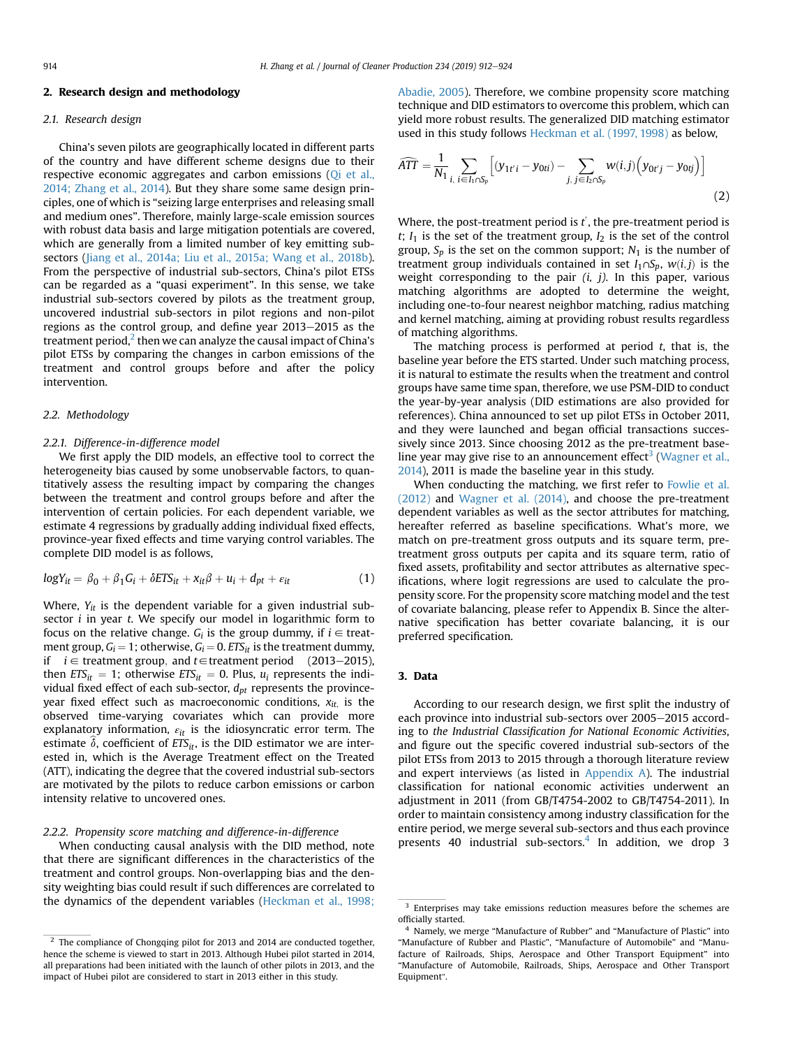## 2. Research design and methodology

### 2.1. Research design

China's seven pilots are geographically located in different parts of the country and have different scheme designs due to their respective economic aggregates and carbon emissions (Qi et al., 2014; Zhang et al., 2014). But they share some same design principles, one of which is "seizing large enterprises and releasing small and medium ones". Therefore, mainly large-scale emission sources with robust data basis and large mitigation potentials are covered, which are generally from a limited number of key emitting sub-sectors (Jiang et al., 2014a; Liu et al., 2015a; Wang et al., 2018b). From the perspective of industrial sub-sectors, China's pilot ETSs can be regarded as a "quasi experiment". In this sense, we take industrial sub-sectors covered by pilots as the treatment group, uncovered industrial sub-sectors in pilot regions and non-pilot regions as the control group, and define year 2013–2015 as the treatment period,[2] then we can analyze the causal impact of China's pilot ETSs by comparing the changes in carbon emissions of the treatment and control groups before and after the policy intervention.

### 2.2. Methodology

#### 2.2.1. Difference-in-difference model

We first apply the DID models, an effective tool to correct the heterogeneity bias caused by some unobservable factors, to quantitatively assess the resulting impact by comparing the changes between the treatment and control groups before and after the intervention of certain policies. For each dependent variable, we estimate 4 regressions by gradually adding individual fixed effects, province-year fixed effects and time varying control variables. The complete DID model is as follows,

$$logY_{it} = \beta_0 + \beta_1 G_i + \delta ETS_{it} + x_{it}\beta + u_i + d_{pt} + \varepsilon_{it} \tag{1}$$

Where, $Y_{it}$ is the dependent variable for a given industrial sub-sector $i$ in year $t$. We specify our model in logarithmic form to focus on the relative change. $G_i$ is the group dummy, if $i \in$ treatment group, $G_i = 1$; otherwise, $G_i = 0$. $ETS_{it}$ is the treatment dummy, if $i \in \text{treatment group}$, and $t \in \text{treatment period}$ (2013–2015), then $ETS_{it} = 1$; otherwise $ETS_{it} = 0$. Plus, $u_i$ represents the individual fixed effect of each sub-sector, $d_{pt}$ represents the province-year fixed effect such as macroeconomic conditions, $x_{it}$ is the observed time-varying covariates which can provide more explanatory information, $\varepsilon_{it}$ is the idiosyncratic error term. The estimate $\hat{\delta}$, coefficient of $ETS_{it}$, is the DID estimator we are interested in, which is the Average Treatment effect on the Treated (ATT), indicating the degree that the covered industrial sub-sectors are motivated by the pilots to reduce carbon emissions or carbon intensity relative to uncovered ones.

#### 2.2.2. Propensity score matching and difference-in-difference

When conducting causal analysis with the DID method, note that there are significant differences in the characteristics of the treatment and control groups. Non-overlapping bias and the density weighting bias could result if such differences are correlated to the dynamics of the dependent variables (Heckman et al., 1998; Abadie, 2005). Therefore, we combine propensity score matching technique and DID estimators to overcome this problem, which can yield more robust results. The generalized DID matching estimator used in this study follows Heckman et al. (1997, 1998) as below,

$$\widehat{ATT} = \frac{1}{N_1} \sum_{i,\ i \in I_1 \cap S_p} \left[ (y_{1t'i} - y_{0ti}) - \sum_{j,\ j \in I_2 \cap S_p} w(i,j) \left( y_{0t'j} - y_{0tj} \right) \right] \tag{2}$$

Where, the post-treatment period is $t'$, the pre-treatment period is $t$; $I_1$ is the set of the treatment group, $I_2$ is the set of the control group, $S_p$ is the set on the common support; $N_1$ is the number of treatment group individuals contained in set $I_1 \cap S_p$, $w(i,j)$ is the weight corresponding to the pair $(i, j)$. In this paper, various matching algorithms are adopted to determine the weight, including one-to-four nearest neighbor matching, radius matching and kernel matching, aiming at providing robust results regardless of matching algorithms.

The matching process is performed at period $t$, that is, the baseline year before the ETS started. Under such matching process, it is natural to estimate the results when the treatment and control groups have same time span, therefore, we use PSM-DID to conduct the year-by-year analysis (DID estimations are also provided for references). China announced to set up pilot ETSs in October 2011, and they were launched and began official transactions successively since 2013. Since choosing 2012 as the pre-treatment baseline year may give rise to an announcement effect[3] (Wagner et al., 2014), 2011 is made the baseline year in this study.

When conducting the matching, we first refer to Fowlie et al. (2012) and Wagner et al. (2014), and choose the pre-treatment dependent variables as well as the sector attributes for matching, hereafter referred as baseline specifications. What's more, we match on pre-treatment gross outputs and its square term, pre-treatment gross outputs per capita and its square term, ratio of fixed assets, profitability and sector attributes as alternative specifications, where logit regressions are used to calculate the propensity score. For the propensity score matching model and the test of covariate balancing, please refer to Appendix B. Since the alternative specification has better covariate balancing, it is our preferred specification.

## 3. Data

According to our research design, we first split the industry of each province into industrial sub-sectors over 2005–2015 according to *the Industrial Classification for National Economic Activities*, and figure out the specific covered industrial sub-sectors of the pilot ETSs from 2013 to 2015 through a thorough literature review and expert interviews (as listed in Appendix A). The industrial classification for national economic activities underwent an adjustment in 2011 (from GB/T4754-2002 to GB/T4754-2011). In order to maintain consistency among industry classification for the entire period, we merge several sub-sectors and thus each province presents 40 industrial sub-sectors.[4] In addition, we drop 3

---

[2] The compliance of Chongqing pilot for 2013 and 2014 are conducted together, hence the scheme is viewed to start in 2013. Although Hubei pilot started in 2014, all preparations had been initiated with the launch of other pilots in 2013, and the impact of Hubei pilot are considered to start in 2013 either in this study.

[3] Enterprises may take emissions reduction measures before the schemes are officially started.

[4] Namely, we merge "Manufacture of Rubber" and "Manufacture of Plastic" into "Manufacture of Rubber and Plastic", "Manufacture of Automobile" and "Manufacture of Railroads, Ships, Aerospace and Other Transport Equipment" into "Manufacture of Automobile, Railroads, Ships, Aerospace and Other Transport Equipment".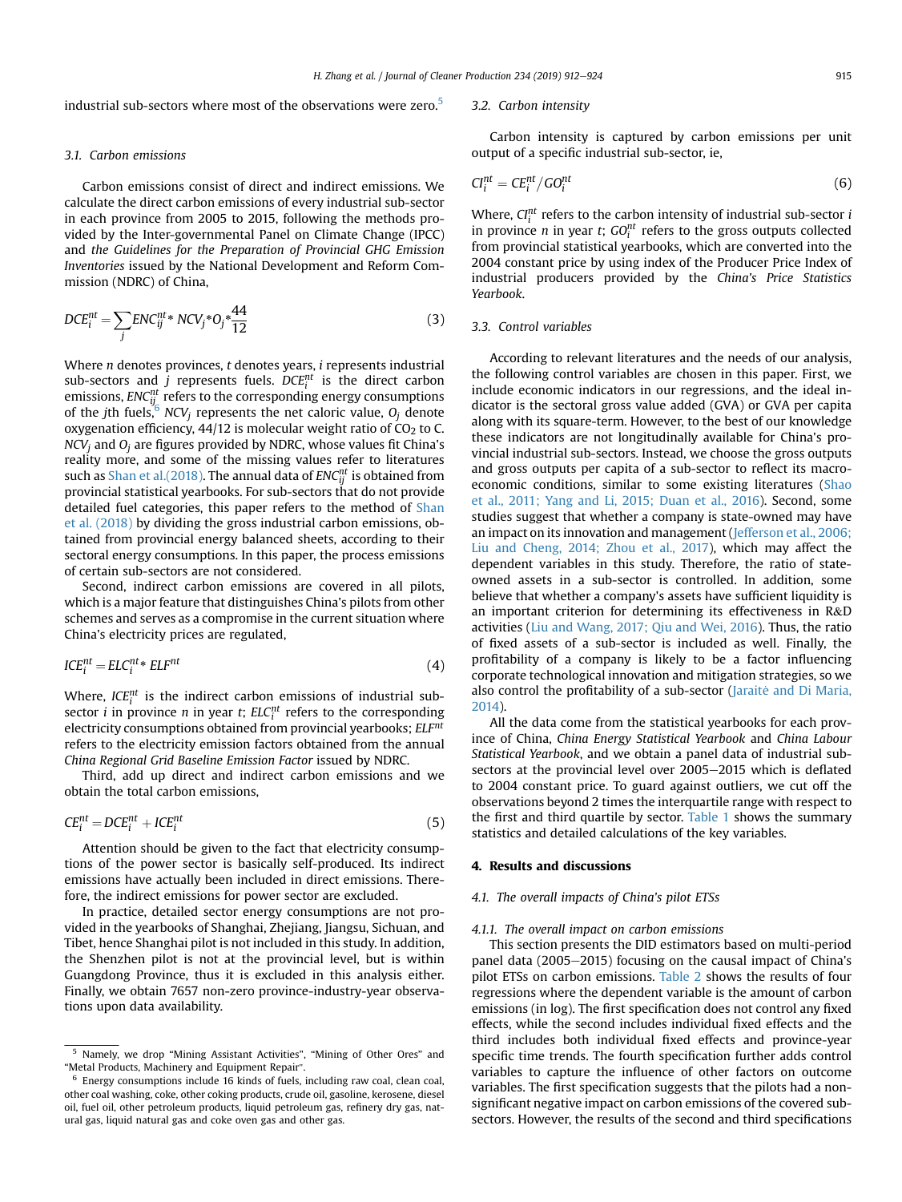industrial sub-sectors where most of the observations were zero.[5]

### 3.1. Carbon emissions

Carbon emissions consist of direct and indirect emissions. We calculate the direct carbon emissions of every industrial sub-sector in each province from 2005 to 2015, following the methods provided by the Inter-governmental Panel on Climate Change (IPCC) and *the Guidelines for the Preparation of Provincial GHG Emission Inventories* issued by the National Development and Reform Commission (NDRC) of China,

$$DCE_i^{nt} = \sum_j ENC_{ij}^{nt} * NCV_j * O_j * \frac{44}{12} \tag{3}$$

Where $n$ denotes provinces, $t$ denotes years, $i$ represents industrial sub-sectors and $j$ represents fuels. $DCE_i^{nt}$ is the direct carbon emissions, $ENC_{ij}^{nt}$ refers to the corresponding energy consumptions of the $j$th fuels,[6] $NCV_j$ represents the net caloric value, $O_j$ denote oxygenation efficiency, 44/12 is molecular weight ratio of $CO_2$ to C. $NCV_j$ and $O_j$ are figures provided by NDRC, whose values fit China's reality more, and some of the missing values refer to literatures such as Shan et al.(2018). The annual data of $ENC_{ij}^{nt}$ is obtained from provincial statistical yearbooks. For sub-sectors that do not provide detailed fuel categories, this paper refers to the method of Shan et al. (2018) by dividing the gross industrial carbon emissions, obtained from provincial energy balanced sheets, according to their sectoral energy consumptions. In this paper, the process emissions of certain sub-sectors are not considered.

Second, indirect carbon emissions are covered in all pilots, which is a major feature that distinguishes China's pilots from other schemes and serves as a compromise in the current situation where China's electricity prices are regulated,

$$ICE_i^{nt} = ELC_i^{nt} * ELF^{nt} \tag{4}$$

Where, $ICE_i^{nt}$ is the indirect carbon emissions of industrial sub-sector $i$ in province $n$ in year $t$; $ELC_i^{nt}$ refers to the corresponding electricity consumptions obtained from provincial yearbooks; $ELF^{nt}$ refers to the electricity emission factors obtained from the annual *China Regional Grid Baseline Emission Factor* issued by NDRC.

Third, add up direct and indirect carbon emissions and we obtain the total carbon emissions,

$$CE_i^{nt} = DCE_i^{nt} + ICE_i^{nt} \tag{5}$$

Attention should be given to the fact that electricity consumptions of the power sector is basically self-produced. Its indirect emissions have actually been included in direct emissions. Therefore, the indirect emissions for power sector are excluded.

In practice, detailed sector energy consumptions are not provided in the yearbooks of Shanghai, Zhejiang, Jiangsu, Sichuan, and Tibet, hence Shanghai pilot is not included in this study. In addition, the Shenzhen pilot is not at the provincial level, but is within Guangdong Province, thus it is excluded in this analysis either. Finally, we obtain 7657 non-zero province-industry-year observations upon data availability.

### 3.2. Carbon intensity

Carbon intensity is captured by carbon emissions per unit output of a specific industrial sub-sector, ie,

$$CI_i^{nt} = CE_i^{nt} / GO_i^{nt} \tag{6}$$

Where, $CI_i^{nt}$ refers to the carbon intensity of industrial sub-sector $i$ in province $n$ in year $t$; $GO_i^{nt}$ refers to the gross outputs collected from provincial statistical yearbooks, which are converted into the 2004 constant price by using index of the Producer Price Index of industrial producers provided by the *China's Price Statistics Yearbook*.

### 3.3. Control variables

According to relevant literatures and the needs of our analysis, the following control variables are chosen in this paper. First, we include economic indicators in our regressions, and the ideal indicator is the sectoral gross value added (GVA) or GVA per capita along with its square-term. However, to the best of our knowledge these indicators are not longitudinally available for China's provincial industrial sub-sectors. Instead, we choose the gross outputs and gross outputs per capita of a sub-sector to reflect its macroeconomic conditions, similar to some existing literatures (Shao et al., 2011; Yang and Li, 2015; Duan et al., 2016). Second, some studies suggest that whether a company is state-owned may have an impact on its innovation and management (Jefferson et al., 2006; Liu and Cheng, 2014; Zhou et al., 2017), which may affect the dependent variables in this study. Therefore, the ratio of state-owned assets in a sub-sector is controlled. In addition, some believe that whether a company's assets have sufficient liquidity is an important criterion for determining its effectiveness in R&D activities (Liu and Wang, 2017; Qiu and Wei, 2016). Thus, the ratio of fixed assets of a sub-sector is included as well. Finally, the profitability of a company is likely to be a factor influencing corporate technological innovation and mitigation strategies, so we also control the profitability of a sub-sector (Jaraitė and Di Maria, 2014).

All the data come from the statistical yearbooks for each province of China, *China Energy Statistical Yearbook* and *China Labour Statistical Yearbook*, and we obtain a panel data of industrial sub-sectors at the provincial level over 2005–2015 which is deflated to 2004 constant price. To guard against outliers, we cut off the observations beyond 2 times the interquartile range with respect to the first and third quartile by sector. Table 1 shows the summary statistics and detailed calculations of the key variables.

## 4. Results and discussions

### 4.1. The overall impacts of China's pilot ETSs

#### 4.1.1. The overall impact on carbon emissions

This section presents the DID estimators based on multi-period panel data (2005–2015) focusing on the causal impact of China's pilot ETSs on carbon emissions. Table 2 shows the results of four regressions where the dependent variable is the amount of carbon emissions (in log). The first specification does not control any fixed effects, while the second includes individual fixed effects and the third includes both individual fixed effects and province-year specific time trends. The fourth specification further adds control variables to capture the influence of other factors on outcome variables. The first specification suggests that the pilots had a non-significant negative impact on carbon emissions of the covered sub-sectors. However, the results of the second and third specifications

---

[5] Namely, we drop "Mining Assistant Activities", "Mining of Other Ores" and "Metal Products, Machinery and Equipment Repair".

[6] Energy consumptions include 16 kinds of fuels, including raw coal, clean coal, other coal washing, coke, other coking products, crude oil, gasoline, kerosene, diesel oil, fuel oil, other petroleum products, liquid petroleum gas, refinery dry gas, natural gas, liquid natural gas and coke oven gas and other gas.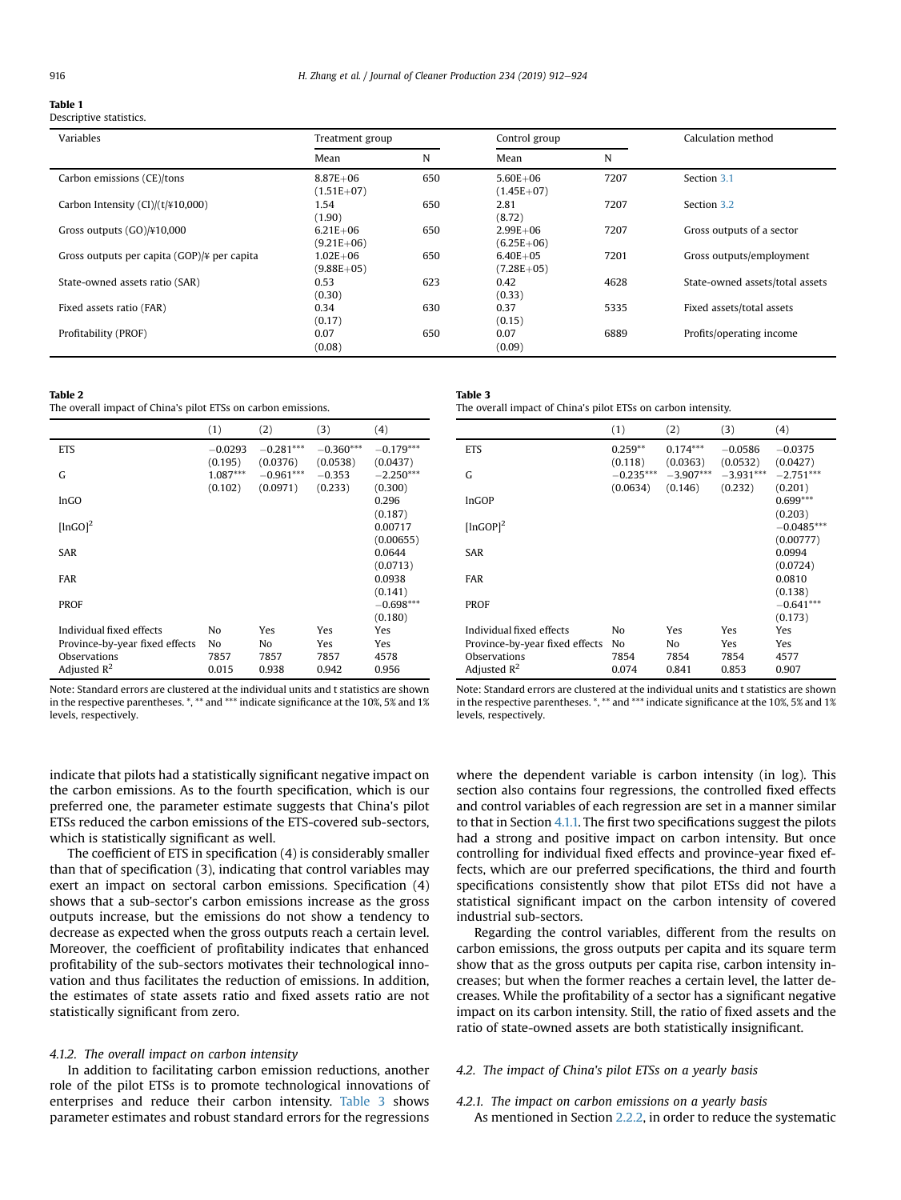**Table 1**
Descriptive statistics.

| Variables | Treatment group | | Control group | | Calculation method |
|---|---|---|---|---|---|
| | Mean | N | Mean | N | |
| Carbon emissions (CE)/tons | 8.87E+06 (1.51E+07) | 650 | 5.60E+06 (1.45E+07) | 7207 | Section 3.1 |
| Carbon Intensity (CI)/(t/¥10,000) | 1.54 (1.90) | 650 | 2.81 (8.72) | 7207 | Section 3.2 |
| Gross outputs (GO)/¥10,000 | 6.21E+06 (9.21E+06) | 650 | 2.99E+06 (6.25E+06) | 7207 | Gross outputs of a sector |
| Gross outputs per capita (GOP)/¥ per capita | 1.02E+06 (9.88E+05) | 650 | 6.40E+05 (7.28E+05) | 7201 | Gross outputs/employment |
| State-owned assets ratio (SAR) | 0.53 (0.30) | 623 | 0.42 (0.33) | 4628 | State-owned assets/total assets |
| Fixed assets ratio (FAR) | 0.34 (0.17) | 630 | 0.37 (0.15) | 5335 | Fixed assets/total assets |
| Profitability (PROF) | 0.07 (0.08) | 650 | 0.07 (0.09) | 6889 | Profits/operating income |

**Table 2**
The overall impact of China's pilot ETSs on carbon emissions.

| | (1) | (2) | (3) | (4) |
|---|---|---|---|---|
| ETS | −0.0293 (0.195) | −0.281*** (0.0376) | −0.360*** (0.0538) | −0.179*** (0.0437) |
| G | 1.087*** (0.102) | −0.961*** (0.0971) | −0.353 (0.233) | −2.250*** (0.300) |
| lnGO | | | | 0.296 (0.187) |
| $[\ln GO]^2$ | | | | 0.00717 (0.00655) |
| SAR | | | | 0.0644 (0.0713) |
| FAR | | | | 0.0938 (0.141) |
| PROF | | | | −0.698*** (0.180) |
| Individual fixed effects | No | Yes | Yes | Yes |
| Province-by-year fixed effects | No | No | Yes | Yes |
| Observations | 7857 | 7857 | 7857 | 4578 |
| Adjusted $R^2$ | 0.015 | 0.938 | 0.942 | 0.956 |

Note: Standard errors are clustered at the individual units and t statistics are shown in the respective parentheses. *, ** and *** indicate significance at the 10%, 5% and 1% levels, respectively.

**Table 3**
The overall impact of China's pilot ETSs on carbon intensity.

| | (1) | (2) | (3) | (4) |
|---|---|---|---|---|
| ETS | 0.259** (0.118) | 0.174*** (0.0363) | −0.0586 (0.0532) | −0.0375 (0.0427) |
| G | −0.235*** (0.0634) | −3.907*** (0.146) | −3.931*** (0.232) | −2.751*** (0.201) |
| lnGOP | | | | 0.699*** (0.203) |
| $[\ln GOP]^2$ | | | | −0.0485*** (0.00777) |
| SAR | | | | 0.0994 (0.0724) |
| FAR | | | | 0.0810 (0.138) |
| PROF | | | | −0.641*** (0.173) |
| Individual fixed effects | No | Yes | Yes | Yes |
| Province-by-year fixed effects | No | No | Yes | Yes |
| Observations | 7854 | 7854 | 7854 | 4577 |
| Adjusted $R^2$ | 0.074 | 0.841 | 0.853 | 0.907 |

Note: Standard errors are clustered at the individual units and t statistics are shown in the respective parentheses. *, ** and *** indicate significance at the 10%, 5% and 1% levels, respectively.

indicate that pilots had a statistically significant negative impact on the carbon emissions. As to the fourth specification, which is our preferred one, the parameter estimate suggests that China's pilot ETSs reduced the carbon emissions of the ETS-covered sub-sectors, which is statistically significant as well.

The coefficient of ETS in specification (4) is considerably smaller than that of specification (3), indicating that control variables may exert an impact on sectoral carbon emissions. Specification (4) shows that a sub-sector's carbon emissions increase as the gross outputs increase, but the emissions do not show a tendency to decrease as expected when the gross outputs reach a certain level. Moreover, the coefficient of profitability indicates that enhanced profitability of the sub-sectors motivates their technological innovation and thus facilitates the reduction of emissions. In addition, the estimates of state assets ratio and fixed assets ratio are not statistically significant from zero.

#### *4.1.2. The overall impact on carbon intensity*

In addition to facilitating carbon emission reductions, another role of the pilot ETSs is to promote technological innovations of enterprises and reduce their carbon intensity. Table 3 shows parameter estimates and robust standard errors for the regressions where the dependent variable is carbon intensity (in log). This section also contains four regressions, the controlled fixed effects and control variables of each regression are set in a manner similar to that in Section 4.1.1. The first two specifications suggest the pilots had a strong and positive impact on carbon intensity. But once controlling for individual fixed effects and province-year fixed effects, which are our preferred specifications, the third and fourth specifications consistently show that pilot ETSs did not have a statistical significant impact on the carbon intensity of covered industrial sub-sectors.

Regarding the control variables, different from the results on carbon emissions, the gross outputs per capita and its square term show that as the gross outputs per capita rise, carbon intensity increases; but when the former reaches a certain level, the latter decreases. While the profitability of a sector has a significant negative impact on its carbon intensity. Still, the ratio of fixed assets and the ratio of state-owned assets are both statistically insignificant.

### *4.2. The impact of China's pilot ETSs on a yearly basis*

#### *4.2.1. The impact on carbon emissions on a yearly basis*

As mentioned in Section 2.2.2, in order to reduce the systematic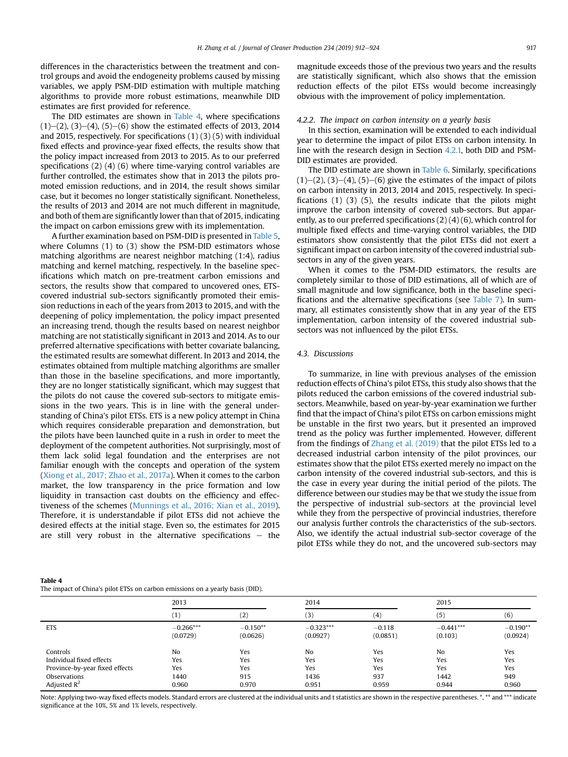differences in the characteristics between the treatment and control groups and avoid the endogeneity problems caused by missing variables, we apply PSM-DID estimation with multiple matching algorithms to provide more robust estimations, meanwhile DID estimates are first provided for reference.

The DID estimates are shown in Table 4, where specifications (1)–(2), (3)–(4), (5)–(6) show the estimated effects of 2013, 2014 and 2015, respectively. For specifications (1) (3) (5) with individual fixed effects and province-year fixed effects, the results show that the policy impact increased from 2013 to 2015. As to our preferred specifications (2) (4) (6) where time-varying control variables are further controlled, the estimates show that in 2013 the pilots promoted emission reductions, and in 2014, the result shows similar case, but it becomes no longer statistically significant. Nonetheless, the results of 2013 and 2014 are not much different in magnitude, and both of them are significantly lower than that of 2015, indicating the impact on carbon emissions grew with its implementation.

A further examination based on PSM-DID is presented in Table 5, where Columns (1) to (3) show the PSM-DID estimators whose matching algorithms are nearest neighbor matching (1:4), radius matching and kernel matching, respectively. In the baseline specifications which match on pre-treatment carbon emissions and sectors, the results show that compared to uncovered ones, ETS-covered industrial sub-sectors significantly promoted their emission reductions in each of the years from 2013 to 2015, and with the deepening of policy implementation, the policy impact presented an increasing trend, though the results based on nearest neighbor matching are not statistically significant in 2013 and 2014. As to our preferred alternative specifications with better covariate balancing, the estimated results are somewhat different. In 2013 and 2014, the estimates obtained from multiple matching algorithms are smaller than those in the baseline specifications, and more importantly, they are no longer statistically significant, which may suggest that the pilots do not cause the covered sub-sectors to mitigate emissions in the two years. This is in line with the general understanding of China's pilot ETSs. ETS is a new policy attempt in China which requires considerable preparation and demonstration, but the pilots have been launched quite in a rush in order to meet the deployment of the competent authorities. Not surprisingly, most of them lack solid legal foundation and the enterprises are not familiar enough with the concepts and operation of the system (Xiong et al., 2017; Zhao et al., 2017a). When it comes to the carbon market, the low transparency in the price formation and low liquidity in transaction cast doubts on the efficiency and effectiveness of the schemes (Munnings et al., 2016; Xian et al., 2019). Therefore, it is understandable if pilot ETSs did not achieve the desired effects at the initial stage. Even so, the estimates for 2015 are still very robust in the alternative specifications – the magnitude exceeds those of the previous two years and the results are statistically significant, which also shows that the emission reduction effects of the pilot ETSs would become increasingly obvious with the improvement of policy implementation.

#### 4.2.2. The impact on carbon intensity on a yearly basis

In this section, examination will be extended to each individual year to determine the impact of pilot ETSs on carbon intensity. In line with the research design in Section 4.2.1, both DID and PSM-DID estimates are provided.

The DID estimate are shown in Table 6. Similarly, specifications (1)–(2), (3)–(4), (5)–(6) give the estimates of the impact of pilots on carbon intensity in 2013, 2014 and 2015, respectively. In specifications (1) (3) (5), the results indicate that the pilots might improve the carbon intensity of covered sub-sectors. But apparently, as to our preferred specifications (2) (4) (6), which control for multiple fixed effects and time-varying control variables, the DID estimators show consistently that the pilot ETSs did not exert a significant impact on carbon intensity of the covered industrial sub-sectors in any of the given years.

When it comes to the PSM-DID estimators, the results are completely similar to those of DID estimations, all of which are of small magnitude and low significance, both in the baseline specifications and the alternative specifications (see Table 7). In summary, all estimates consistently show that in any year of the ETS implementation, carbon intensity of the covered industrial sub-sectors was not influenced by the pilot ETSs.

### 4.3. Discussions

To summarize, in line with previous analyses of the emission reduction effects of China's pilot ETSs, this study also shows that the pilots reduced the carbon emissions of the covered industrial sub-sectors. Meanwhile, based on year-by-year examination we further find that the impact of China's pilot ETSs on carbon emissions might be unstable in the first two years, but it presented an improved trend as the policy was further implemented. However, different from the findings of Zhang et al. (2019) that the pilot ETSs led to a decreased industrial carbon intensity of the pilot provinces, our estimates show that the pilot ETSs exerted merely no impact on the carbon intensity of the covered industrial sub-sectors, and this is the case in every year during the initial period of the pilots. The difference between our studies may be that we study the issue from the perspective of industrial sub-sectors at the provincial level while they from the perspective of provincial industries, therefore our analysis further controls the characteristics of the sub-sectors. Also, we identify the actual industrial sub-sector coverage of the pilot ETSs while they do not, and the uncovered sub-sectors may

**Table 4**
The impact of China's pilot ETSs on carbon emissions on a yearly basis (DID).

| | 2013 | | 2014 | | 2015 | |
|---|---|---|---|---|---|---|
| | (1) | (2) | (3) | (4) | (5) | (6) |
| ETS | −0.266*** (0.0729) | −0.150** (0.0626) | −0.323*** (0.0927) | −0.118 (0.0851) | −0.441*** (0.103) | −0.190** (0.0924) |
| Controls | No | Yes | No | Yes | No | Yes |
| Individual fixed effects | Yes | Yes | Yes | Yes | Yes | Yes |
| Province-by-year fixed effects | Yes | Yes | Yes | Yes | Yes | Yes |
| Observations | 1440 | 915 | 1436 | 937 | 1442 | 949 |
| Adjusted $R^2$ | 0.960 | 0.970 | 0.951 | 0.959 | 0.944 | 0.960 |

Note: Applying two-way fixed effects models. Standard errors are clustered at the individual units and t statistics are shown in the respective parentheses. *, ** and *** indicate significance at the 10%, 5% and 1% levels, respectively.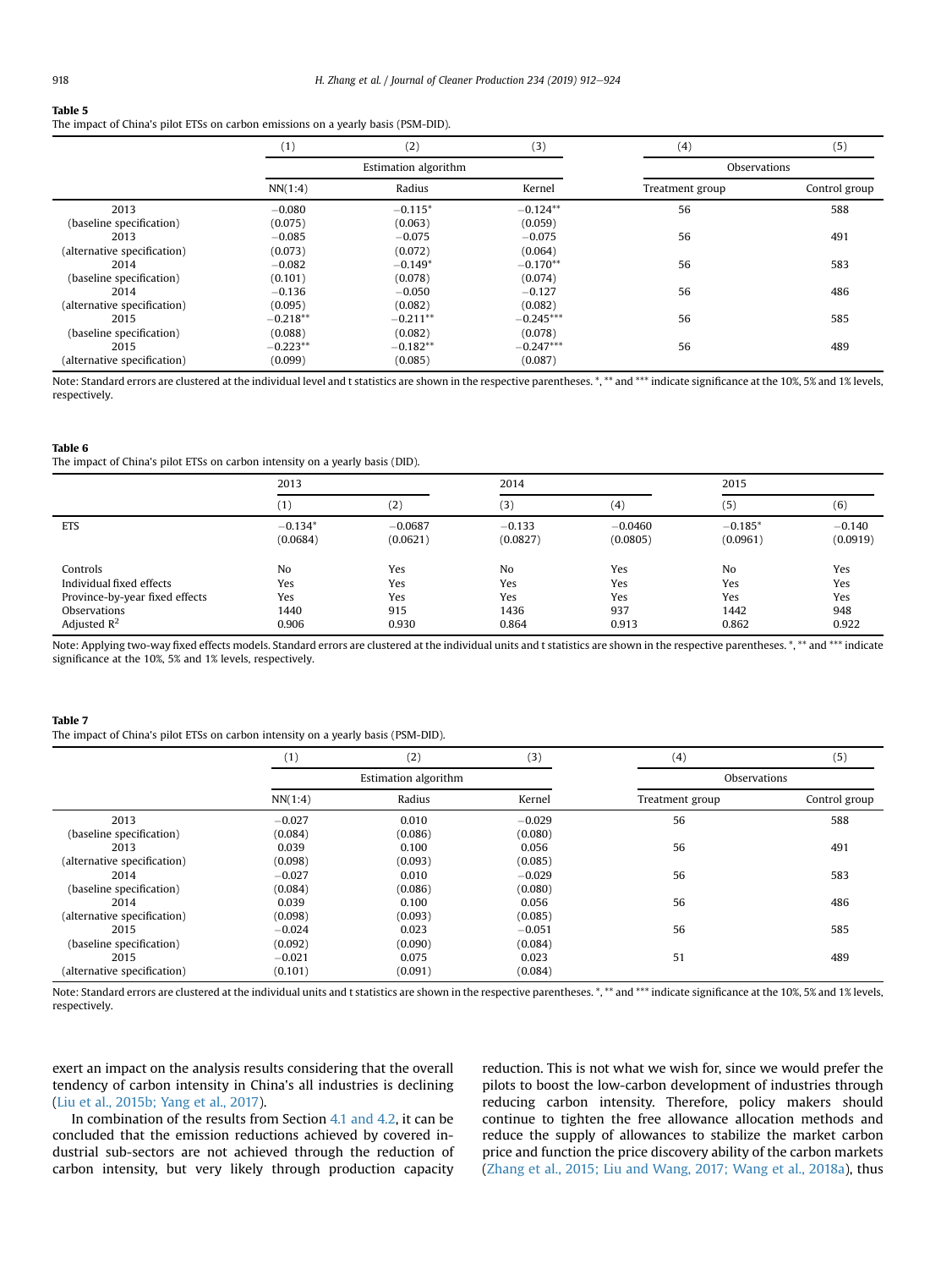**Table 5**
The impact of China's pilot ETSs on carbon emissions on a yearly basis (PSM-DID).

| | (1) | (2) | (3) | (4) | (5) |
|---|---|---|---|---|---|
| | Estimation algorithm | | | Observations | |
| | NN(1:4) | Radius | Kernel | Treatment group | Control group |
| 2013 (baseline specification) | −0.080 (0.075) | −0.115* (0.063) | −0.124** (0.059) | 56 | 588 |
| 2013 (alternative specification) | −0.085 (0.073) | −0.075 (0.072) | −0.075 (0.064) | 56 | 491 |
| 2014 (baseline specification) | −0.082 (0.101) | −0.149* (0.078) | −0.170** (0.074) | 56 | 583 |
| 2014 (alternative specification) | −0.136 (0.095) | −0.050 (0.082) | −0.127 (0.082) | 56 | 486 |
| 2015 (baseline specification) | −0.218** (0.088) | −0.211** (0.082) | −0.245*** (0.078) | 56 | 585 |
| 2015 (alternative specification) | −0.223** (0.099) | −0.182** (0.085) | −0.247*** (0.087) | 56 | 489 |

Note: Standard errors are clustered at the individual level and t statistics are shown in the respective parentheses. *, ** and *** indicate significance at the 10%, 5% and 1% levels, respectively.

**Table 6**
The impact of China's pilot ETSs on carbon intensity on a yearly basis (DID).

| | 2013 | | 2014 | | 2015 | |
|---|---|---|---|---|---|---|
| | (1) | (2) | (3) | (4) | (5) | (6) |
| ETS | −0.134* (0.0684) | −0.0687 (0.0621) | −0.133 (0.0827) | −0.0460 (0.0805) | −0.185* (0.0961) | −0.140 (0.0919) |
| Controls | No | Yes | No | Yes | No | Yes |
| Individual fixed effects | Yes | Yes | Yes | Yes | Yes | Yes |
| Province-by-year fixed effects | Yes | Yes | Yes | Yes | Yes | Yes |
| Observations | 1440 | 915 | 1436 | 937 | 1442 | 948 |
| Adjusted $R^2$ | 0.906 | 0.930 | 0.864 | 0.913 | 0.862 | 0.922 |

Note: Applying two-way fixed effects models. Standard errors are clustered at the individual units and t statistics are shown in the respective parentheses. *, ** and *** indicate significance at the 10%, 5% and 1% levels, respectively.

**Table 7**
The impact of China's pilot ETSs on carbon intensity on a yearly basis (PSM-DID).

| | (1) | (2) | (3) | (4) | (5) |
|---|---|---|---|---|---|
| | Estimation algorithm | | | Observations | |
| | NN(1:4) | Radius | Kernel | Treatment group | Control group |
| 2013 (baseline specification) | −0.027 (0.084) | 0.010 (0.086) | −0.029 (0.080) | 56 | 588 |
| 2013 (alternative specification) | 0.039 (0.098) | 0.100 (0.093) | 0.056 (0.085) | 56 | 491 |
| 2014 (baseline specification) | −0.027 (0.084) | 0.010 (0.086) | −0.029 (0.080) | 56 | 583 |
| 2014 (alternative specification) | 0.039 (0.098) | 0.100 (0.093) | 0.056 (0.085) | 56 | 486 |
| 2015 (baseline specification) | −0.024 (0.092) | 0.023 (0.090) | −0.051 (0.084) | 56 | 585 |
| 2015 (alternative specification) | −0.021 (0.101) | 0.075 (0.091) | 0.023 (0.084) | 51 | 489 |

Note: Standard errors are clustered at the individual units and t statistics are shown in the respective parentheses. *, ** and *** indicate significance at the 10%, 5% and 1% levels, respectively.

exert an impact on the analysis results considering that the overall tendency of carbon intensity in China's all industries is declining (Liu et al., 2015b; Yang et al., 2017).

In combination of the results from Section 4.1 and 4.2, it can be concluded that the emission reductions achieved by covered industrial sub-sectors are not achieved through the reduction of carbon intensity, but very likely through production capacity reduction. This is not what we wish for, since we would prefer the pilots to boost the low-carbon development of industries through reducing carbon intensity. Therefore, policy makers should continue to tighten the free allowance allocation methods and reduce the supply of allowances to stabilize the market carbon price and function the price discovery ability of the carbon markets (Zhang et al., 2015; Liu and Wang, 2017; Wang et al., 2018a), thus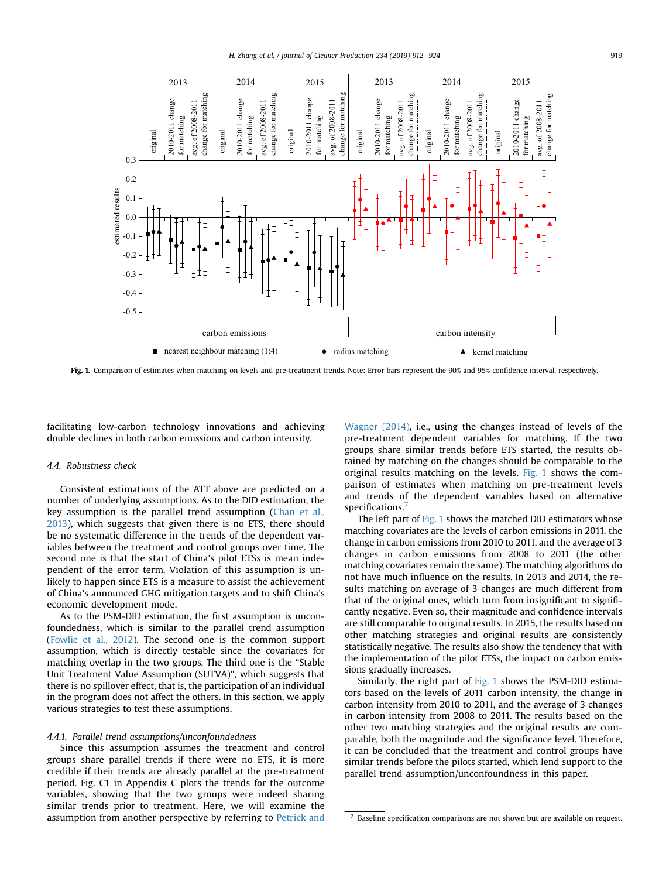Fig. 1. Comparison of estimates when matching on levels and pre-treatment trends. Note: Error bars represent the 90% and 95% confidence interval, respectively.

facilitating low-carbon technology innovations and achieving double declines in both carbon emissions and carbon intensity.

### 4.4. Robustness check

Consistent estimations of the ATT above are predicted on a number of underlying assumptions. As to the DID estimation, the key assumption is the parallel trend assumption (Chan et al., 2013), which suggests that given there is no ETS, there should be no systematic difference in the trends of the dependent variables between the treatment and control groups over time. The second one is that the start of China's pilot ETSs is mean independent of the error term. Violation of this assumption is unlikely to happen since ETS is a measure to assist the achievement of China's announced GHG mitigation targets and to shift China's economic development mode.

As to the PSM-DID estimation, the first assumption is unconfoundedness, which is similar to the parallel trend assumption (Fowlie et al., 2012). The second one is the common support assumption, which is directly testable since the covariates for matching overlap in the two groups. The third one is the "Stable Unit Treatment Value Assumption (SUTVA)", which suggests that there is no spillover effect, that is, the participation of an individual in the program does not affect the others. In this section, we apply various strategies to test these assumptions.

#### 4.4.1. Parallel trend assumptions/unconfoundedness

Since this assumption assumes the treatment and control groups share parallel trends if there were no ETS, it is more credible if their trends are already parallel at the pre-treatment period. Fig. C1 in Appendix C plots the trends for the outcome variables, showing that the two groups were indeed sharing similar trends prior to treatment. Here, we will examine the assumption from another perspective by referring to Petrick and Wagner (2014), i.e., using the changes instead of levels of the pre-treatment dependent variables for matching. If the two groups share similar trends before ETS started, the results obtained by matching on the changes should be comparable to the original results matching on the levels. Fig. 1 shows the comparison of estimates when matching on pre-treatment levels and trends of the dependent variables based on alternative specifications.[7]

The left part of Fig. 1 shows the matched DID estimators whose matching covariates are the levels of carbon emissions in 2011, the change in carbon emissions from 2010 to 2011, and the average of 3 changes in carbon emissions from 2008 to 2011 (the other matching covariates remain the same). The matching algorithms do not have much influence on the results. In 2013 and 2014, the results matching on average of 3 changes are much different from that of the original ones, which turn from insignificant to significantly negative. Even so, their magnitude and confidence intervals are still comparable to original results. In 2015, the results based on other matching strategies and original results are consistently statistically negative. The results also show the tendency that with the implementation of the pilot ETSs, the impact on carbon emissions gradually increases.

Similarly, the right part of Fig. 1 shows the PSM-DID estimators based on the levels of 2011 carbon intensity, the change in carbon intensity from 2010 to 2011, and the average of 3 changes in carbon intensity from 2008 to 2011. The results based on the other two matching strategies and the original results are comparable, both the magnitude and the significance level. Therefore, it can be concluded that the treatment and control groups have similar trends before the pilots started, which lend support to the parallel trend assumption/unconfoundness in this paper.

[7] Baseline specification comparisons are not shown but are available on request.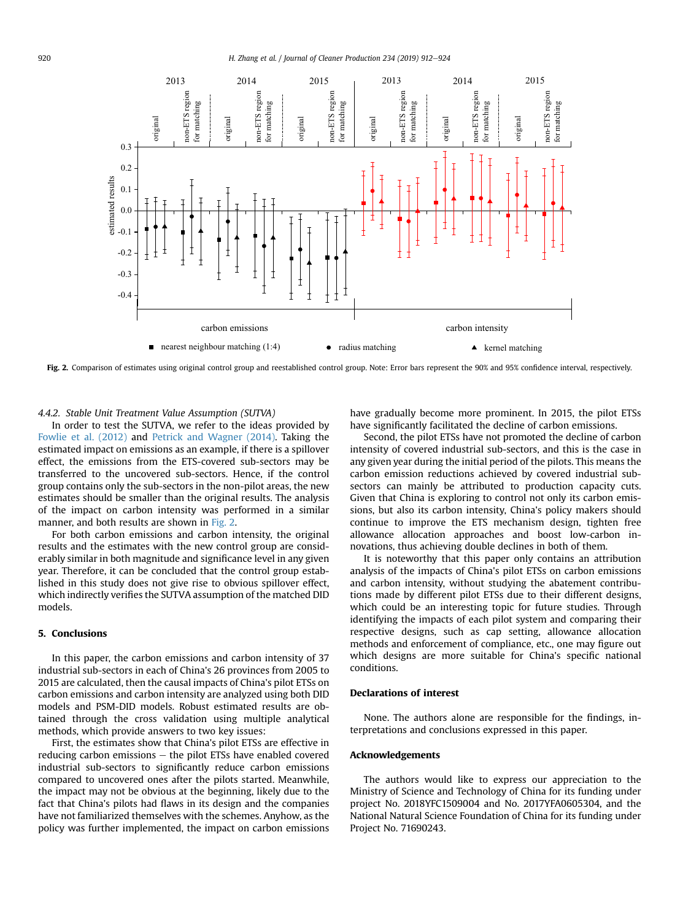Fig. 2. Comparison of estimates using original control group and reestablished control group. Note: Error bars represent the 90% and 95% confidence interval, respectively.

#### 4.4.2. Stable Unit Treatment Value Assumption (SUTVA)

In order to test the SUTVA, we refer to the ideas provided by Fowlie et al. (2012) and Petrick and Wagner (2014). Taking the estimated impact on emissions as an example, if there is a spillover effect, the emissions from the ETS-covered sub-sectors may be transferred to the uncovered sub-sectors. Hence, if the control group contains only the sub-sectors in the non-pilot areas, the new estimates should be smaller than the original results. The analysis of the impact on carbon intensity was performed in a similar manner, and both results are shown in Fig. 2.

For both carbon emissions and carbon intensity, the original results and the estimates with the new control group are considerably similar in both magnitude and significance level in any given year. Therefore, it can be concluded that the control group established in this study does not give rise to obvious spillover effect, which indirectly verifies the SUTVA assumption of the matched DID models.

## 5. Conclusions

In this paper, the carbon emissions and carbon intensity of 37 industrial sub-sectors in each of China's 26 provinces from 2005 to 2015 are calculated, then the causal impacts of China's pilot ETSs on carbon emissions and carbon intensity are analyzed using both DID models and PSM-DID models. Robust estimated results are obtained through the cross validation using multiple analytical methods, which provide answers to two key issues:

First, the estimates show that China's pilot ETSs are effective in reducing carbon emissions – the pilot ETSs have enabled covered industrial sub-sectors to significantly reduce carbon emissions compared to uncovered ones after the pilots started. Meanwhile, the impact may not be obvious at the beginning, likely due to the fact that China's pilots had flaws in its design and the companies have not familiarized themselves with the schemes. Anyhow, as the policy was further implemented, the impact on carbon emissions have gradually become more prominent. In 2015, the pilot ETSs have significantly facilitated the decline of carbon emissions.

Second, the pilot ETSs have not promoted the decline of carbon intensity of covered industrial sub-sectors, and this is the case in any given year during the initial period of the pilots. This means the carbon emission reductions achieved by covered industrial sub-sectors can mainly be attributed to production capacity cuts. Given that China is exploring to control not only its carbon emissions, but also its carbon intensity, China's policy makers should continue to improve the ETS mechanism design, tighten free allowance allocation approaches and boost low-carbon innovations, thus achieving double declines in both of them.

It is noteworthy that this paper only contains an attribution analysis of the impacts of China's pilot ETSs on carbon emissions and carbon intensity, without studying the abatement contributions made by different pilot ETSs due to their different designs, which could be an interesting topic for future studies. Through identifying the impacts of each pilot system and comparing their respective designs, such as cap setting, allowance allocation methods and enforcement of compliance, etc., one may figure out which designs are more suitable for China's specific national conditions.

## Declarations of interest

None. The authors alone are responsible for the findings, interpretations and conclusions expressed in this paper.

## Acknowledgements

The authors would like to express our appreciation to the Ministry of Science and Technology of China for its funding under project No. 2018YFC1509004 and No. 2017YFA0605304, and the National Natural Science Foundation of China for its funding under Project No. 71690243.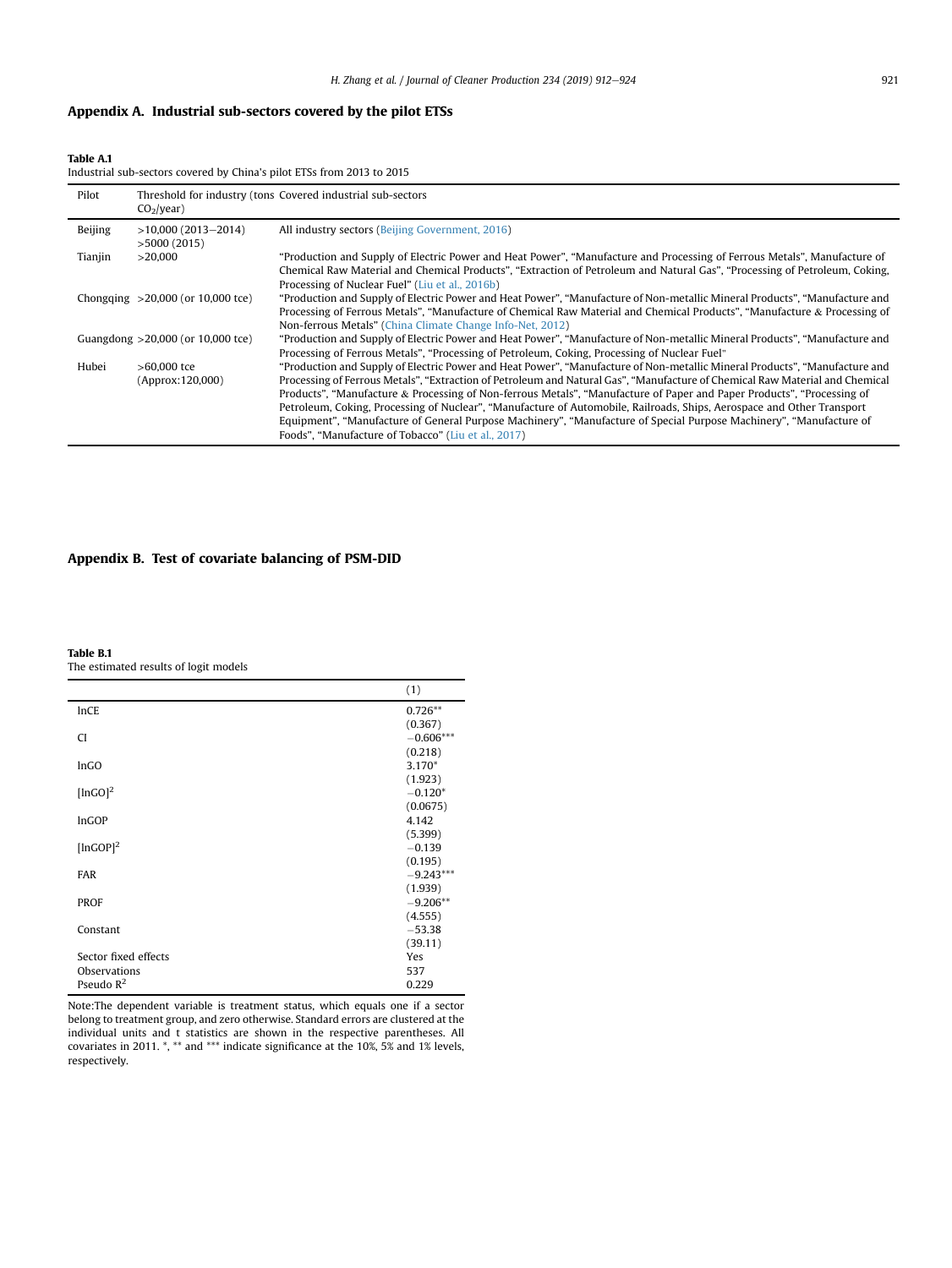## Appendix A. Industrial sub-sectors covered by the pilot ETSs

**Table A.1**
Industrial sub-sectors covered by China's pilot ETSs from 2013 to 2015

| Pilot | Threshold for industry (tons $CO_2$/year) | Covered industrial sub-sectors |
| --- | --- | --- |
| Beijing | >10,000 (2013–2014) >5000 (2015) | All industry sectors (Beijing Government, 2016) |
| Tianjin | >20,000 | "Production and Supply of Electric Power and Heat Power", "Manufacture and Processing of Ferrous Metals", Manufacture of Chemical Raw Material and Chemical Products", "Extraction of Petroleum and Natural Gas", "Processing of Petroleum, Coking, Processing of Nuclear Fuel" (Liu et al., 2016b) |
| Chongqing | >20,000 (or 10,000 tce) | "Production and Supply of Electric Power and Heat Power", "Manufacture of Non-metallic Mineral Products", "Manufacture and Processing of Ferrous Metals", "Manufacture of Chemical Raw Material and Chemical Products", "Manufacture & Processing of Non-ferrous Metals" (China Climate Change Info-Net, 2012) |
| Guangdong | >20,000 (or 10,000 tce) | "Production and Supply of Electric Power and Heat Power", "Manufacture of Non-metallic Mineral Products", "Manufacture and Processing of Ferrous Metals", "Processing of Petroleum, Coking, Processing of Nuclear Fuel" |
| Hubei | >60,000 tce (Approx:120,000) | "Production and Supply of Electric Power and Heat Power", "Manufacture of Non-metallic Mineral Products", "Manufacture and Processing of Ferrous Metals", "Extraction of Petroleum and Natural Gas", "Manufacture of Chemical Raw Material and Chemical Products", "Manufacture & Processing of Non-ferrous Metals", "Manufacture of Paper and Paper Products", "Processing of Petroleum, Coking, Processing of Nuclear", "Manufacture of Automobile, Railroads, Ships, Aerospace and Other Transport Equipment", "Manufacture of General Purpose Machinery", "Manufacture of Special Purpose Machinery", "Manufacture of Foods", "Manufacture of Tobacco" (Liu et al., 2017) |

## Appendix B. Test of covariate balancing of PSM-DID

**Table B.1**
The estimated results of logit models

| | (1) |
| --- | --- |
| lnCE | 0.726** |
| | (0.367) |
| CI | −0.606*** |
| | (0.218) |
| lnGO | 3.170* |
| | (1.923) |
| $[\ln GO]^2$ | −0.120* |
| | (0.0675) |
| lnGOP | 4.142 |
| | (5.399) |
| $[\ln GOP]^2$ | −0.139 |
| | (0.195) |
| FAR | −9.243*** |
| | (1.939) |
| PROF | −9.206** |
| | (4.555) |
| Constant | −53.38 |
| | (39.11) |
| Sector fixed effects | Yes |
| Observations | 537 |
| Pseudo $R^2$ | 0.229 |

Note:The dependent variable is treatment status, which equals one if a sector belong to treatment group, and zero otherwise. Standard errors are clustered at the individual units and t statistics are shown in the respective parentheses. All covariates in 2011. *, ** and *** indicate significance at the 10%, 5% and 1% levels, respectively.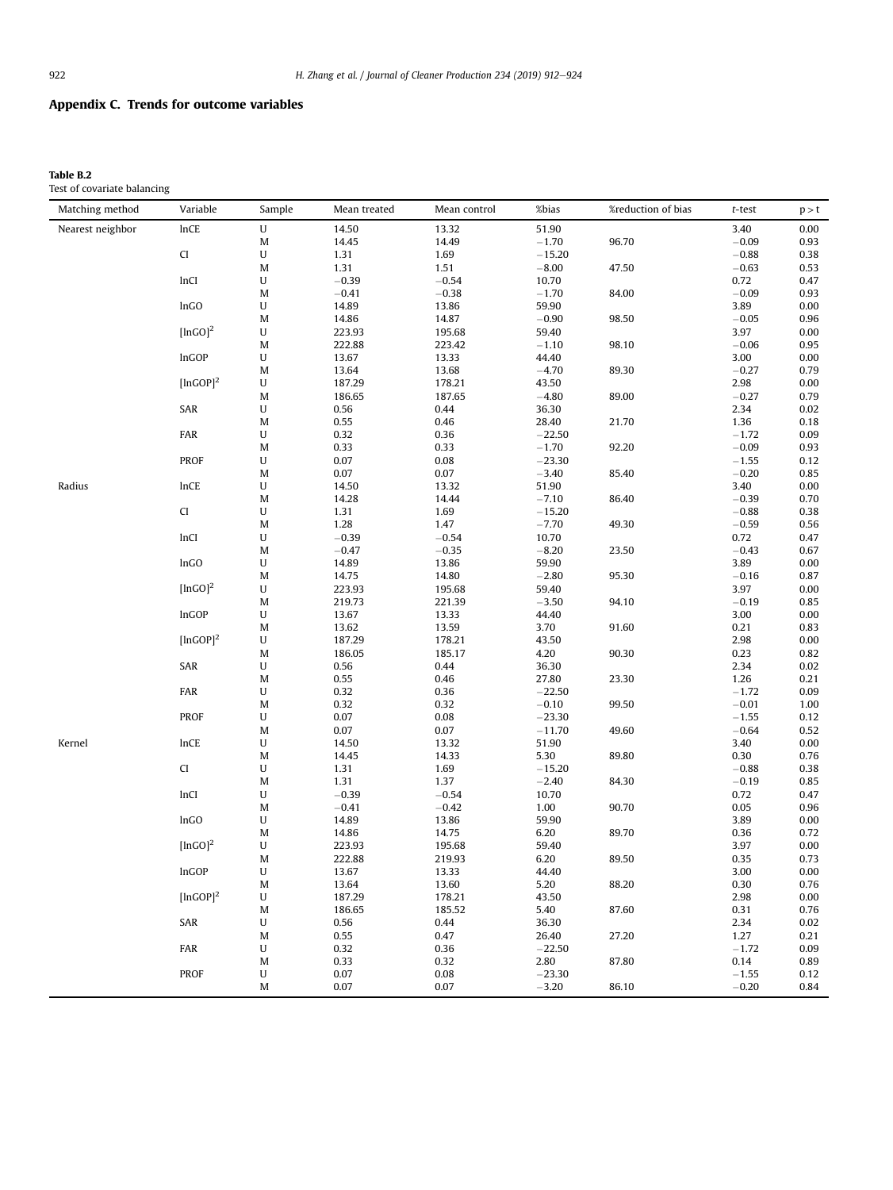## Appendix C. Trends for outcome variables

**Table B.2**
Test of covariate balancing

| Matching method | Variable | Sample | Mean treated | Mean control | %bias | %reduction of bias | *t*-test | p > t |
|---|---|---|---|---|---|---|---|---|
| Nearest neighbor | lnCE | U | 14.50 | 13.32 | 51.90 | | 3.40 | 0.00 |
| | | M | 14.45 | 14.49 | −1.70 | 96.70 | −0.09 | 0.93 |
| | CI | U | 1.31 | 1.69 | −15.20 | | −0.88 | 0.38 |
| | | M | 1.31 | 1.51 | −8.00 | 47.50 | −0.63 | 0.53 |
| | lnCI | U | −0.39 | −0.54 | 10.70 | | 0.72 | 0.47 |
| | | M | −0.41 | −0.38 | −1.70 | 84.00 | −0.09 | 0.93 |
| | lnGO | U | 14.89 | 13.86 | 59.90 | | 3.89 | 0.00 |
| | | M | 14.86 | 14.87 | −0.90 | 98.50 | −0.05 | 0.96 |
| | $[\ln GO]^2$ | U | 223.93 | 195.68 | 59.40 | | 3.97 | 0.00 |
| | | M | 222.88 | 223.42 | −1.10 | 98.10 | −0.06 | 0.95 |
| | lnGOP | U | 13.67 | 13.33 | 44.40 | | 3.00 | 0.00 |
| | | M | 13.64 | 13.68 | −4.70 | 89.30 | −0.27 | 0.79 |
| | $[\ln GOP]^2$ | U | 187.29 | 178.21 | 43.50 | | 2.98 | 0.00 |
| | | M | 186.65 | 187.65 | −4.80 | 89.00 | −0.27 | 0.79 |
| | SAR | U | 0.56 | 0.44 | 36.30 | | 2.34 | 0.02 |
| | | M | 0.55 | 0.46 | 28.40 | 21.70 | 1.36 | 0.18 |
| | FAR | U | 0.32 | 0.36 | −22.50 | | −1.72 | 0.09 |
| | | M | 0.33 | 0.33 | −1.70 | 92.20 | −0.09 | 0.93 |
| | PROF | U | 0.07 | 0.08 | −23.30 | | −1.55 | 0.12 |
| | | M | 0.07 | 0.07 | −3.40 | 85.40 | −0.20 | 0.85 |
| Radius | lnCE | U | 14.50 | 13.32 | 51.90 | | 3.40 | 0.00 |
| | | M | 14.28 | 14.44 | −7.10 | 86.40 | −0.39 | 0.70 |
| | CI | U | 1.31 | 1.69 | −15.20 | | −0.88 | 0.38 |
| | | M | 1.28 | 1.47 | −7.70 | 49.30 | −0.59 | 0.56 |
| | lnCI | U | −0.39 | −0.54 | 10.70 | | 0.72 | 0.47 |
| | | M | −0.47 | −0.35 | −8.20 | 23.50 | −0.43 | 0.67 |
| | lnGO | U | 14.89 | 13.86 | 59.90 | | 3.89 | 0.00 |
| | | M | 14.75 | 14.80 | −2.80 | 95.30 | −0.16 | 0.87 |
| | $[\ln GO]^2$ | U | 223.93 | 195.68 | 59.40 | | 3.97 | 0.00 |
| | | M | 219.73 | 221.39 | −3.50 | 94.10 | −0.19 | 0.85 |
| | lnGOP | U | 13.67 | 13.33 | 44.40 | | 3.00 | 0.00 |
| | | M | 13.62 | 13.59 | 3.70 | 91.60 | 0.21 | 0.83 |
| | $[\ln GOP]^2$ | U | 187.29 | 178.21 | 43.50 | | 2.98 | 0.00 |
| | | M | 186.05 | 185.17 | 4.20 | 90.30 | 0.23 | 0.82 |
| | SAR | U | 0.56 | 0.44 | 36.30 | | 2.34 | 0.02 |
| | | M | 0.55 | 0.46 | 27.80 | 23.30 | 1.26 | 0.21 |
| | FAR | U | 0.32 | 0.36 | −22.50 | | −1.72 | 0.09 |
| | | M | 0.32 | 0.32 | −0.10 | 99.50 | −0.01 | 1.00 |
| | PROF | U | 0.07 | 0.08 | −23.30 | | −1.55 | 0.12 |
| | | M | 0.07 | 0.07 | −11.70 | 49.60 | −0.64 | 0.52 |
| Kernel | lnCE | U | 14.50 | 13.32 | 51.90 | | 3.40 | 0.00 |
| | | M | 14.45 | 14.33 | 5.30 | 89.80 | 0.30 | 0.76 |
| | CI | U | 1.31 | 1.69 | −15.20 | | −0.88 | 0.38 |
| | | M | 1.31 | 1.37 | −2.40 | 84.30 | −0.19 | 0.85 |
| | lnCI | U | −0.39 | −0.54 | 10.70 | | 0.72 | 0.47 |
| | | M | −0.41 | −0.42 | 1.00 | 90.70 | 0.05 | 0.96 |
| | lnGO | U | 14.89 | 13.86 | 59.90 | | 3.89 | 0.00 |
| | | M | 14.86 | 14.75 | 6.20 | 89.70 | 0.36 | 0.72 |
| | $[\ln GO]^2$ | U | 223.93 | 195.68 | 59.40 | | 3.97 | 0.00 |
| | | M | 222.88 | 219.93 | 6.20 | 89.50 | 0.35 | 0.73 |
| | lnGOP | U | 13.67 | 13.33 | 44.40 | | 3.00 | 0.00 |
| | | M | 13.64 | 13.60 | 5.20 | 88.20 | 0.30 | 0.76 |
| | $[\ln GOP]^2$ | U | 187.29 | 178.21 | 43.50 | | 2.98 | 0.00 |
| | | M | 186.65 | 185.52 | 5.40 | 87.60 | 0.31 | 0.76 |
| | SAR | U | 0.56 | 0.44 | 36.30 | | 2.34 | 0.02 |
| | | M | 0.55 | 0.47 | 26.40 | 27.20 | 1.27 | 0.21 |
| | FAR | U | 0.32 | 0.36 | −22.50 | | −1.72 | 0.09 |
| | | M | 0.33 | 0.32 | 2.80 | 87.80 | 0.14 | 0.89 |
| | PROF | U | 0.07 | 0.08 | −23.30 | | −1.55 | 0.12 |
| | | M | 0.07 | 0.07 | −3.20 | 86.10 | −0.20 | 0.84 |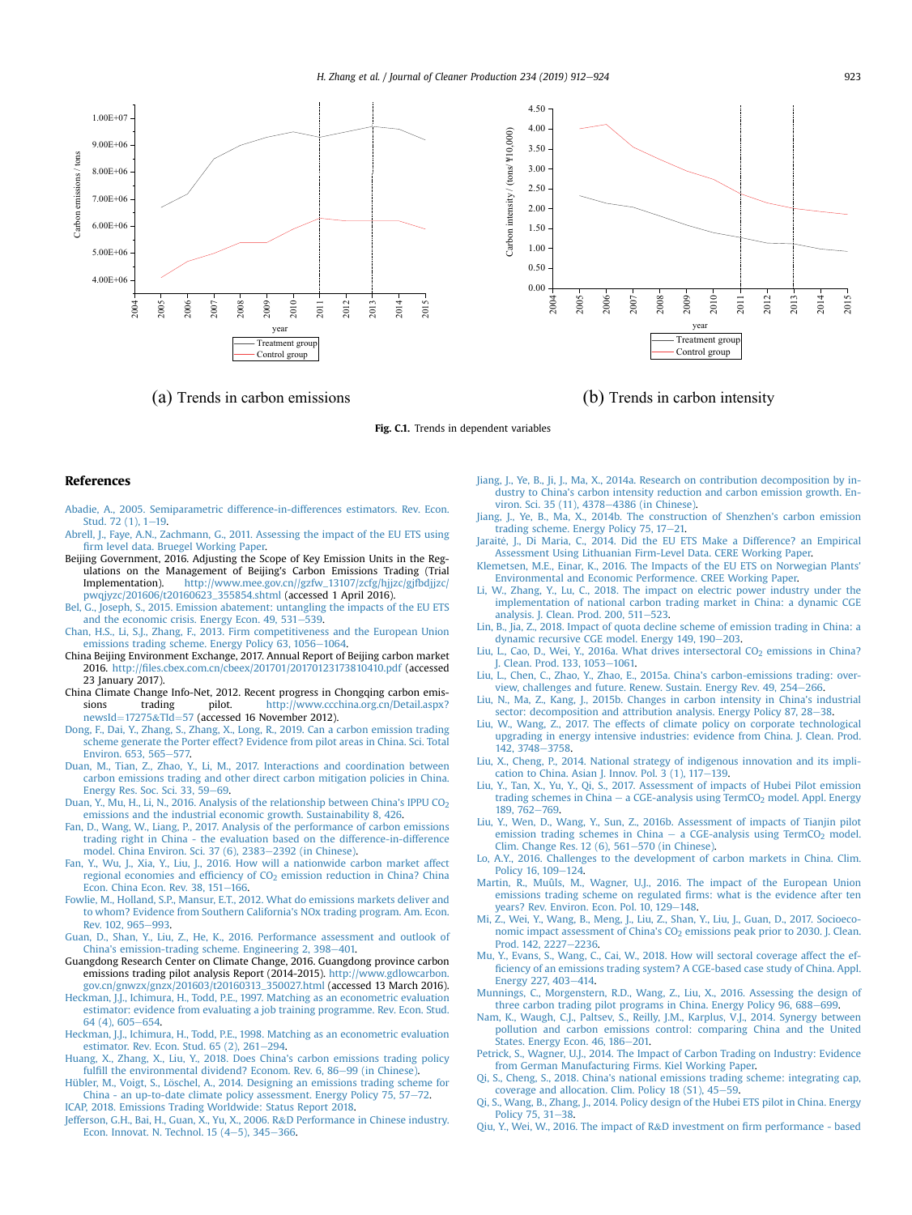(a) Trends in carbon emissions

(b) Trends in carbon intensity

**Fig. C.1.** Trends in dependent variables

## References

Abadie, A., 2005. Semiparametric difference-in-differences estimators. Rev. Econ. Stud. 72 (1), 1–19.

Abrell, J., Faye, A.N., Zachmann, G., 2011. Assessing the impact of the EU ETS using firm level data. Bruegel Working Paper.

Beijing Government, 2016. Adjusting the Scope of Key Emission Units in the Regulations on the Management of Beijing's Carbon Emissions Trading (Trial Implementation). http://www.mee.gov.cn//gzfw_13107/zcfg/hjjzc/gjfbdjjzc/pwqjyzc/201606/t20160623_355854.shtml (accessed 1 April 2016).

Bel, G., Joseph, S., 2015. Emission abatement: untangling the impacts of the EU ETS and the economic crisis. Energy Econ. 49, 531–539.

Chan, H.S., Li, S.J., Zhang, F., 2013. Firm competitiveness and the European Union emissions trading scheme. Energy Policy 63, 1056–1064.

China Beijing Environment Exchange, 2017. Annual Report of Beijing carbon market 2016. http://files.cbex.com.cn/cbeex/201701/20170123173810410.pdf (accessed 23 January 2017).

China Climate Change Info-Net, 2012. Recent progress in Chongqing carbon emissions trading pilot. http://www.ccchina.org.cn/Detail.aspx?newsId=17275&TId=57 (accessed 16 November 2012).

Dong, F., Dai, Y., Zhang, S., Zhang, X., Long, R., 2019. Can a carbon emission trading scheme generate the Porter effect? Evidence from pilot areas in China. Sci. Total Environ. 653, 565–577.

Duan, M., Tian, Z., Zhao, Y., Li, M., 2017. Interactions and coordination between carbon emissions trading and other direct carbon mitigation policies in China. Energy Res. Soc. Sci. 33, 59–69.

Duan, Y., Mu, H., Li, N., 2016. Analysis of the relationship between China's IPPU $CO_2$ emissions and the industrial economic growth. Sustainability 8, 426.

Fan, D., Wang, W., Liang, P., 2017. Analysis of the performance of carbon emissions trading right in China - the evaluation based on the difference-in-difference model. China Environ. Sci. 37 (6), 2383–2392 (in Chinese).

Fan, Y., Wu, J., Xia, Y., Liu, J., 2016. How will a nationwide carbon market affect regional economies and efficiency of $CO_2$ emission reduction in China? China Econ. China Econ. Rev. 38, 151–166.

Fowlie, M., Holland, S.P., Mansur, E.T., 2012. What do emissions markets deliver and to whom? Evidence from Southern California's NOx trading program. Am. Econ. Rev. 102, 965–993.

Guan, D., Shan, Y., Liu, Z., He, K., 2016. Performance assessment and outlook of China's emission-trading scheme. Engineering 2, 398–401.

Guangdong Research Center on Climate Change, 2016. Guangdong province carbon emissions trading pilot analysis Report (2014-2015). http://www.gdlowcarbon.gov.cn/gnwzx/gnzx/201603/t20160313_350027.html (accessed 13 March 2016).

Heckman, J.J., Ichimura, H., Todd, P.E., 1997. Matching as an econometric evaluation estimator: evidence from evaluating a job training programme. Rev. Econ. Stud. 64 (4), 605–654.

Heckman, J.J., Ichimura, H., Todd, P.E., 1998. Matching as an econometric evaluation estimator. Rev. Econ. Stud. 65 (2), 261–294.

Huang, X., Zhang, X., Liu, Y., 2018. Does China's carbon emissions trading policy fulfill the environmental dividend? Econom. Rev. 6, 86–99 (in Chinese).

Hübler, M., Voigt, S., Löschel, A., 2014. Designing an emissions trading scheme for China - an up-to-date climate policy assessment. Energy Policy 75, 57–72.

ICAP, 2018. Emissions Trading Worldwide: Status Report 2018.

Jefferson, G.H., Bai, H., Guan, X., Yu, X., 2006. R&D Performance in Chinese industry. Econ. Innovat. N. Technol. 15 (4–5), 345–366.

Jiang, J., Ye, B., Ji, J., Ma, X., 2014a. Research on contribution decomposition by industry to China's carbon intensity reduction and carbon emission growth. Environ. Sci. 35 (11), 4378–4386 (in Chinese).

Jiang, J., Ye, B., Ma, X., 2014b. The construction of Shenzhen's carbon emission trading scheme. Energy Policy 75, 17–21.

Jaraitė, J., Di Maria, C., 2014. Did the EU ETS Make a Difference? an Empirical Assessment Using Lithuanian Firm-Level Data. CERE Working Paper.

Klemetsen, M.E., Einar, K., 2016. The Impacts of the EU ETS on Norwegian Plants' Environmental and Economic Performence. CREE Working Paper.

Li, W., Zhang, Y., Lu, C., 2018. The impact on electric power industry under the implementation of national carbon trading market in China: a dynamic CGE analysis. J. Clean. Prod. 200, 511–523.

Lin, B., Jia, Z., 2018. Impact of quota decline scheme of emission trading in China: a dynamic recursive CGE model. Energy 149, 190–203.

Liu, L., Cao, D., Wei, Y., 2016a. What drives intersectoral $CO_2$ emissions in China? J. Clean. Prod. 133, 1053–1061.

Liu, L., Chen, C., Zhao, Y., Zhao, E., 2015a. China's carbon-emissions trading: overview, challenges and future. Renew. Sustain. Energy Rev. 49, 254–266.

Liu, N., Ma, Z., Kang, J., 2015b. Changes in carbon intensity in China's industrial sector: decomposition and attribution analysis. Energy Policy 87, 28–38.

Liu, W., Wang, Z., 2017. The effects of climate policy on corporate technological upgrading in energy intensive industries: evidence from China. J. Clean. Prod. 142, 3748–3758.

Liu, X., Cheng, P., 2014. National strategy of indigenous innovation and its implication to China. Asian J. Innov. Pol. 3 (1), 117–139.

Liu, Y., Tan, X., Yu, Y., Qi, S., 2017. Assessment of impacts of Hubei Pilot emission trading schemes in China – a CGE-analysis using $TermCO_2$ model. Appl. Energy 189, 762–769.

Liu, Y., Wen, D., Wang, Y., Sun, Z., 2016b. Assessment of impacts of Tianjin pilot emission trading schemes in China – a CGE-analysis using $TermCO_2$ model. Clim. Change Res. 12 (6), 561–570 (in Chinese).

Lo, A.Y., 2016. Challenges to the development of carbon markets in China. Clim. Policy 16, 109–124.

Martin, R., Muûls, M., Wagner, U.J., 2016. The impact of the European Union emissions trading scheme on regulated firms: what is the evidence after ten years? Rev. Environ. Econ. Pol. 10, 129–148.

Mi, Z., Wei, Y., Wang, B., Meng, J., Liu, Z., Shan, Y., Liu, J., Guan, D., 2017. Socioeconomic impact assessment of China's $CO_2$ emissions peak prior to 2030. J. Clean. Prod. 142, 2227–2236.

Mu, Y., Evans, S., Wang, C., Cai, W., 2018. How will sectoral coverage affect the efficiency of an emissions trading system? A CGE-based case study of China. Appl. Energy 227, 403–414.

Munnings, C., Morgenstern, R.D., Wang, Z., Liu, X., 2016. Assessing the design of three carbon trading pilot programs in China. Energy Policy 96, 688–699.

Nam, K., Waugh, C.J., Paltsev, S., Reilly, J.M., Karplus, V.J., 2014. Synergy between pollution and carbon emissions control: comparing China and the United States. Energy Econ. 46, 186–201.

Petrick, S., Wagner, U.J., 2014. The Impact of Carbon Trading on Industry: Evidence from German Manufacturing Firms. Kiel Working Paper.

Qi, S., Cheng, S., 2018. China's national emissions trading scheme: integrating cap, coverage and allocation. Clim. Policy 18 (S1), 45–59.

Qi, S., Wang, B., Zhang, J., 2014. Policy design of the Hubei ETS pilot in China. Energy Policy 75, 31–38.

Qiu, Y., Wei, W., 2016. The impact of R&D investment on firm performance - based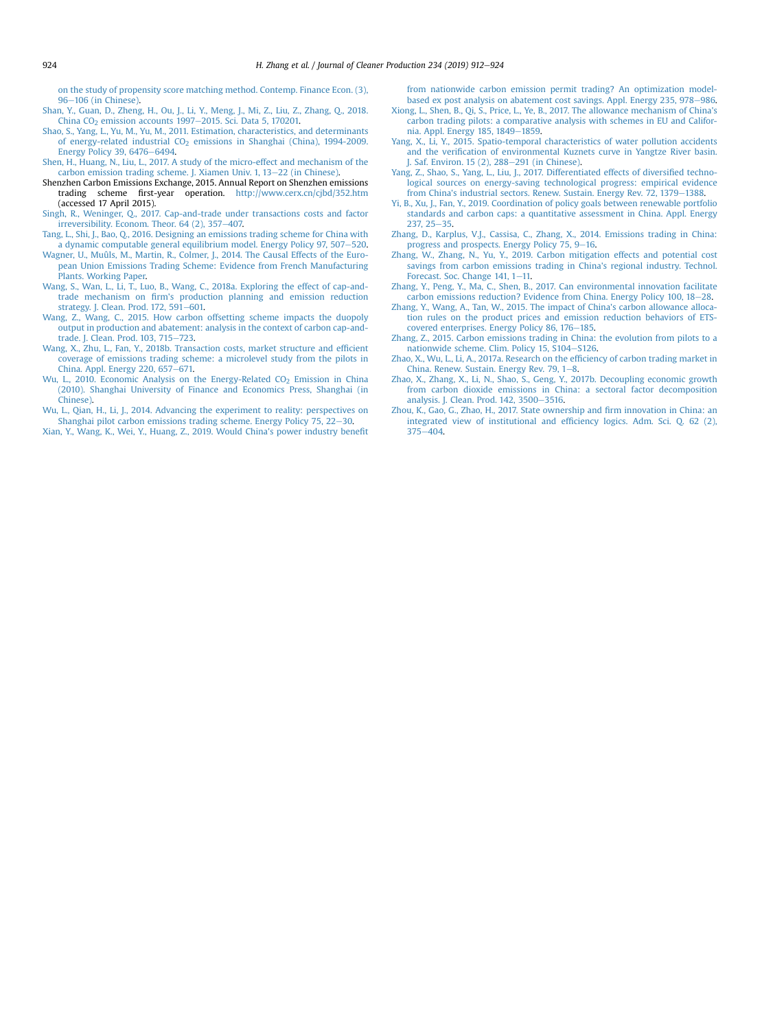on the study of propensity score matching method. Contemp. Finance Econ. (3), 96–106 (in Chinese).

Shan, Y., Guan, D., Zheng, H., Ou, J., Li, Y., Meng, J., Mi, Z., Liu, Z., Zhang, Q., 2018. China $CO_2$ emission accounts 1997–2015. Sci. Data 5, 170201.

Shao, S., Yang, L., Yu, M., Yu, M., 2011. Estimation, characteristics, and determinants of energy-related industrial $CO_2$ emissions in Shanghai (China), 1994-2009. Energy Policy 39, 6476–6494.

Shen, H., Huang, N., Liu, L., 2017. A study of the micro-effect and mechanism of the carbon emission trading scheme. J. Xiamen Univ. 1, 13–22 (in Chinese).

Shenzhen Carbon Emissions Exchange, 2015. Annual Report on Shenzhen emissions trading scheme first-year operation. http://www.cerx.cn/cjbd/352.htm (accessed 17 April 2015).

Singh, R., Weninger, Q., 2017. Cap-and-trade under transactions costs and factor irreversibility. Econom. Theor. 64 (2), 357–407.

Tang, L., Shi, J., Bao, Q., 2016. Designing an emissions trading scheme for China with a dynamic computable general equilibrium model. Energy Policy 97, 507–520.

Wagner, U., Muûls, M., Martin, R., Colmer, J., 2014. The Causal Effects of the European Union Emissions Trading Scheme: Evidence from French Manufacturing Plants. Working Paper.

Wang, S., Wan, L., Li, T., Luo, B., Wang, C., 2018a. Exploring the effect of cap-and-trade mechanism on firm's production planning and emission reduction strategy. J. Clean. Prod. 172, 591–601.

Wang, Z., Wang, C., 2015. How carbon offsetting scheme impacts the duopoly output in production and abatement: analysis in the context of carbon cap-and-trade. J. Clean. Prod. 103, 715–723.

Wang, X., Zhu, L., Fan, Y., 2018b. Transaction costs, market structure and efficient coverage of emissions trading scheme: a microlevel study from the pilots in China. Appl. Energy 220, 657–671.

Wu, L., 2010. Economic Analysis on the Energy-Related $CO_2$ Emission in China (2010). Shanghai University of Finance and Economics Press, Shanghai (in Chinese).

Wu, L., Qian, H., Li, J., 2014. Advancing the experiment to reality: perspectives on Shanghai pilot carbon emissions trading scheme. Energy Policy 75, 22–30.

Xian, Y., Wang, K., Wei, Y., Huang, Z., 2019. Would China's power industry benefit from nationwide carbon emission permit trading? An optimization model-based ex post analysis on abatement cost savings. Appl. Energy 235, 978–986.

Xiong, L., Shen, B., Qi, S., Price, L., Ye, B., 2017. The allowance mechanism of China's carbon trading pilots: a comparative analysis with schemes in EU and California. Appl. Energy 185, 1849–1859.

Yang, X., Li, Y., 2015. Spatio-temporal characteristics of water pollution accidents and the verification of environmental Kuznets curve in Yangtze River basin. J. Saf. Environ. 15 (2), 288–291 (in Chinese).

Yang, Z., Shao, S., Yang, L., Liu, J., 2017. Differentiated effects of diversified technological sources on energy-saving technological progress: empirical evidence from China's industrial sectors. Renew. Sustain. Energy Rev. 72, 1379–1388.

Yi, B., Xu, J., Fan, Y., 2019. Coordination of policy goals between renewable portfolio standards and carbon caps: a quantitative assessment in China. Appl. Energy 237, 25–35.

Zhang, D., Karplus, V.J., Cassisa, C., Zhang, X., 2014. Emissions trading in China: progress and prospects. Energy Policy 75, 9–16.

Zhang, W., Zhang, N., Yu, Y., 2019. Carbon mitigation effects and potential cost savings from carbon emissions trading in China's regional industry. Technol. Forecast. Soc. Change 141, 1–11.

Zhang, Y., Peng, Y., Ma, C., Shen, B., 2017. Can environmental innovation facilitate carbon emissions reduction? Evidence from China. Energy Policy 100, 18–28.

Zhang, Y., Wang, A., Tan, W., 2015. The impact of China's carbon allowance allocation rules on the product prices and emission reduction behaviors of ETS-covered enterprises. Energy Policy 86, 176–185.

Zhang, Z., 2015. Carbon emissions trading in China: the evolution from pilots to a nationwide scheme. Clim. Policy 15, S104–S126.

Zhao, X., Wu, L., Li, A., 2017a. Research on the efficiency of carbon trading market in China. Renew. Sustain. Energy Rev. 79, 1–8.

Zhao, X., Zhang, X., Li, N., Shao, S., Geng, Y., 2017b. Decoupling economic growth from carbon dioxide emissions in China: a sectoral factor decomposition analysis. J. Clean. Prod. 142, 3500–3516.

Zhou, K., Gao, G., Zhao, H., 2017. State ownership and firm innovation in China: an integrated view of institutional and efficiency logics. Adm. Sci. Q. 62 (2), 375–404.